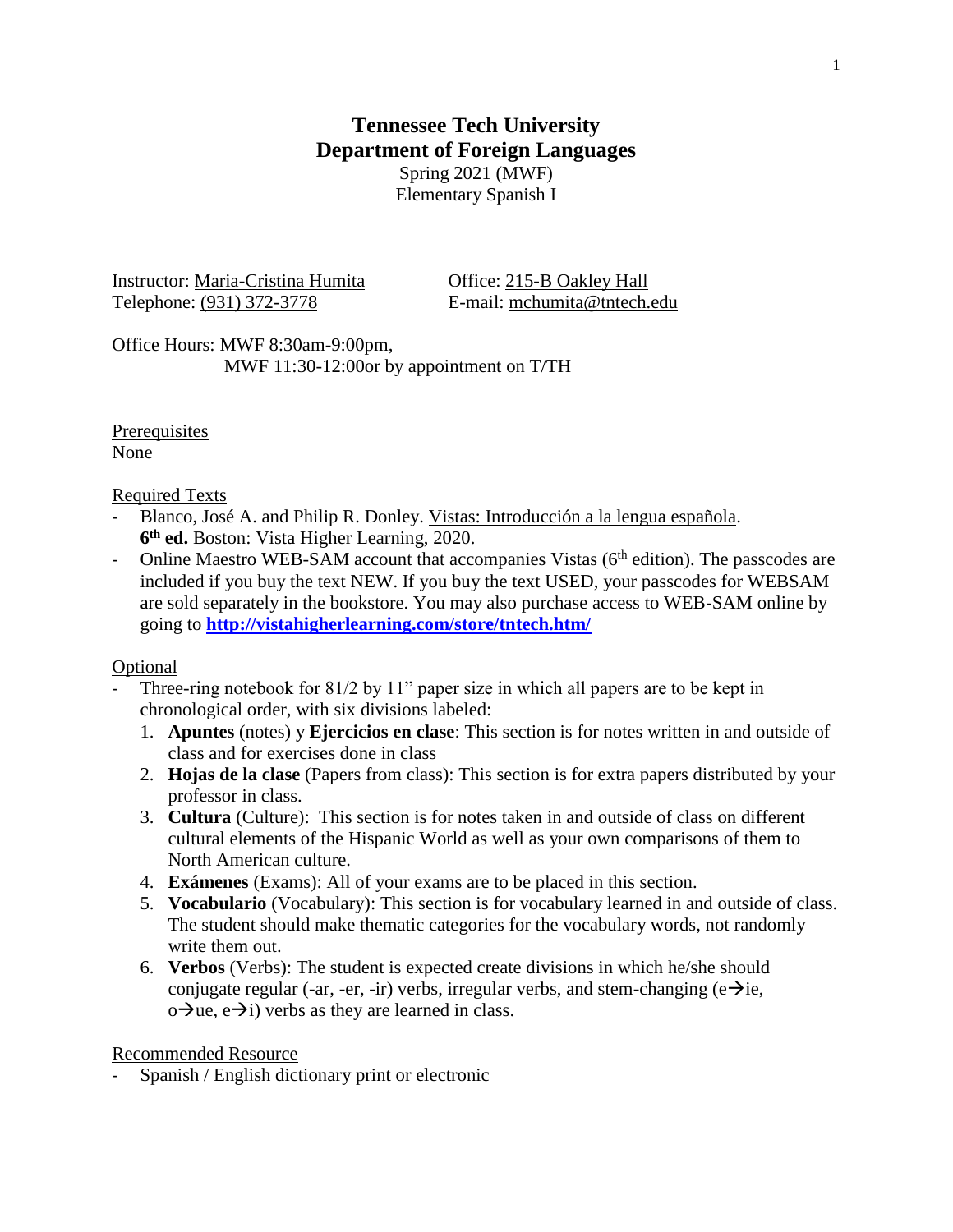# Tennessee Tech University
# Department of Foreign Languages

Spring 2021 (MWF)
Elementary Spanish I

Instructor: Maria-Cristina Humita
Office: 215-B Oakley Hall
Telephone: (931) 372-3778
E-mail: mchumita@tntech.edu

Office Hours: MWF 8:30am-9:00pm,
MWF 11:30-12:00or by appointment on T/TH

Prerequisites
None

Required Texts

- Blanco, José A. and Philip R. Donley. Vistas: Introducción a la lengua española. **6th ed.** Boston: Vista Higher Learning, 2020.
- Online Maestro WEB-SAM account that accompanies Vistas (6th edition). The passcodes are included if you buy the text NEW. If you buy the text USED, your passcodes for WEBSAM are sold separately in the bookstore. You may also purchase access to WEB-SAM online by going to **http://vistahigherlearning.com/store/tntech.htm/**

Optional

- Three-ring notebook for 81/2 by 11" paper size in which all papers are to be kept in chronological order, with six divisions labeled:
  1. **Apuntes** (notes) y **Ejercicios en clase**: This section is for notes written in and outside of class and for exercises done in class
  2. **Hojas de la clase** (Papers from class): This section is for extra papers distributed by your professor in class.
  3. **Cultura** (Culture): This section is for notes taken in and outside of class on different cultural elements of the Hispanic World as well as your own comparisons of them to North American culture.
  4. **Exámenes** (Exams): All of your exams are to be placed in this section.
  5. **Vocabulario** (Vocabulary): This section is for vocabulary learned in and outside of class. The student should make thematic categories for the vocabulary words, not randomly write them out.
  6. **Verbos** (Verbs): The student is expected create divisions in which he/she should conjugate regular (-ar, -er, -ir) verbs, irregular verbs, and stem-changing (e→ie, o→ue, e→i) verbs as they are learned in class.

Recommended Resource

- Spanish / English dictionary print or electronic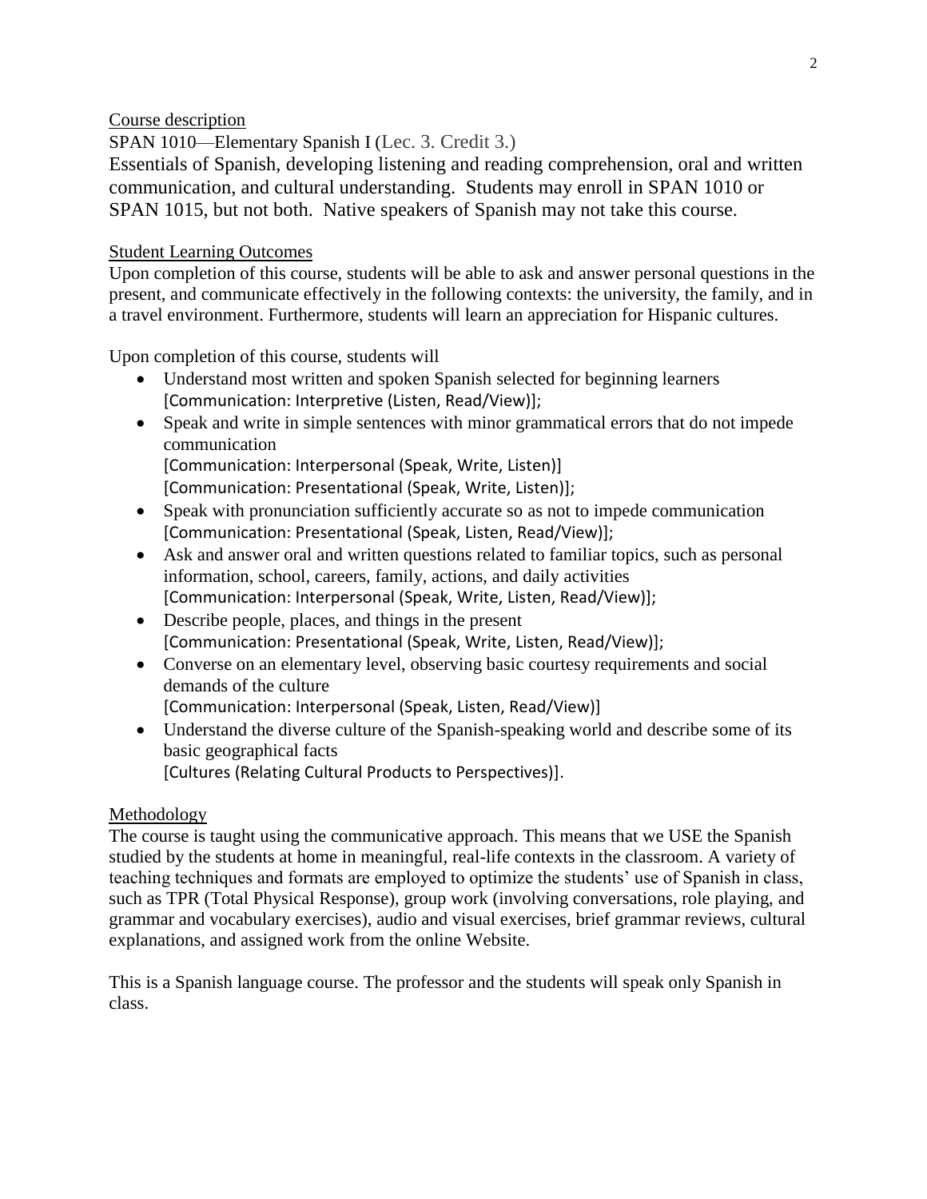## Course description

SPAN 1010—Elementary Spanish I (Lec. 3. Credit 3.)

Essentials of Spanish, developing listening and reading comprehension, oral and written communication, and cultural understanding. Students may enroll in SPAN 1010 or SPAN 1015, but not both. Native speakers of Spanish may not take this course.

## Student Learning Outcomes

Upon completion of this course, students will be able to ask and answer personal questions in the present, and communicate effectively in the following contexts: the university, the family, and in a travel environment. Furthermore, students will learn an appreciation for Hispanic cultures.

Upon completion of this course, students will

- Understand most written and spoken Spanish selected for beginning learners [Communication: Interpretive (Listen, Read/View)];
- Speak and write in simple sentences with minor grammatical errors that do not impede communication
  [Communication: Interpersonal (Speak, Write, Listen)]
  [Communication: Presentational (Speak, Write, Listen)];
- Speak with pronunciation sufficiently accurate so as not to impede communication [Communication: Presentational (Speak, Listen, Read/View)];
- Ask and answer oral and written questions related to familiar topics, such as personal information, school, careers, family, actions, and daily activities
  [Communication: Interpersonal (Speak, Write, Listen, Read/View)];
- Describe people, places, and things in the present
  [Communication: Presentational (Speak, Write, Listen, Read/View)];
- Converse on an elementary level, observing basic courtesy requirements and social demands of the culture
  [Communication: Interpersonal (Speak, Listen, Read/View)]
- Understand the diverse culture of the Spanish-speaking world and describe some of its basic geographical facts
  [Cultures (Relating Cultural Products to Perspectives)].

## Methodology

The course is taught using the communicative approach. This means that we USE the Spanish studied by the students at home in meaningful, real-life contexts in the classroom. A variety of teaching techniques and formats are employed to optimize the students' use of Spanish in class, such as TPR (Total Physical Response), group work (involving conversations, role playing, and grammar and vocabulary exercises), audio and visual exercises, brief grammar reviews, cultural explanations, and assigned work from the online Website.

This is a Spanish language course. The professor and the students will speak only Spanish in class.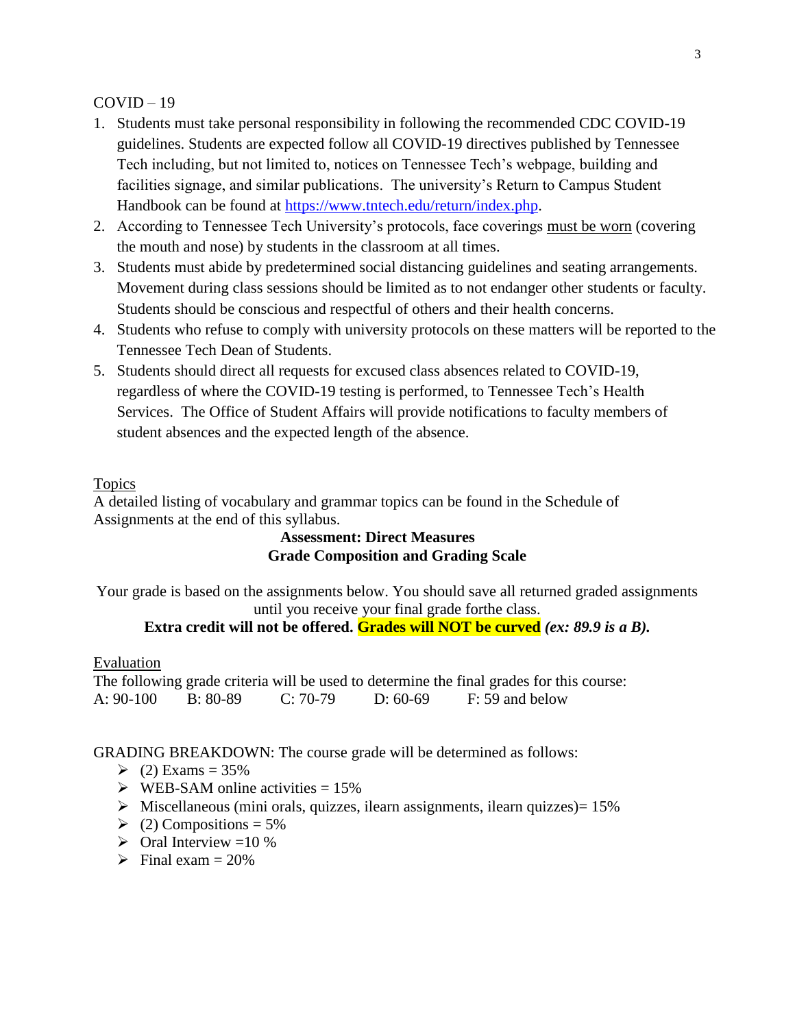COVID – 19

1. Students must take personal responsibility in following the recommended CDC COVID-19 guidelines. Students are expected follow all COVID-19 directives published by Tennessee Tech including, but not limited to, notices on Tennessee Tech's webpage, building and facilities signage, and similar publications. The university's Return to Campus Student Handbook can be found at [https://www.tntech.edu/return/index.php](https://www.tntech.edu/return/index.php).
2. According to Tennessee Tech University's protocols, face coverings <u>must be worn</u> (covering the mouth and nose) by students in the classroom at all times.
3. Students must abide by predetermined social distancing guidelines and seating arrangements. Movement during class sessions should be limited as to not endanger other students or faculty. Students should be conscious and respectful of others and their health concerns.
4. Students who refuse to comply with university protocols on these matters will be reported to the Tennessee Tech Dean of Students.
5. Students should direct all requests for excused class absences related to COVID-19, regardless of where the COVID-19 testing is performed, to Tennessee Tech's Health Services. The Office of Student Affairs will provide notifications to faculty members of student absences and the expected length of the absence.

<u>Topics</u>

A detailed listing of vocabulary and grammar topics can be found in the Schedule of Assignments at the end of this syllabus.

## Assessment: Direct Measures
## Grade Composition and Grading Scale

Your grade is based on the assignments below. You should save all returned graded assignments until you receive your final grade forthe class.

**Extra credit will not be offered. Grades will NOT be curved** ***(ex: 89.9 is a B).***

<u>Evaluation</u>

The following grade criteria will be used to determine the final grades for this course:

A: 90-100 B: 80-89 C: 70-79 D: 60-69 F: 59 and below

GRADING BREAKDOWN: The course grade will be determined as follows:

- (2) Exams = 35%
- WEB-SAM online activities = 15%
- Miscellaneous (mini orals, quizzes, ilearn assignments, ilearn quizzes)= 15%
- (2) Compositions = 5%
- Oral Interview =10 %
- Final exam = 20%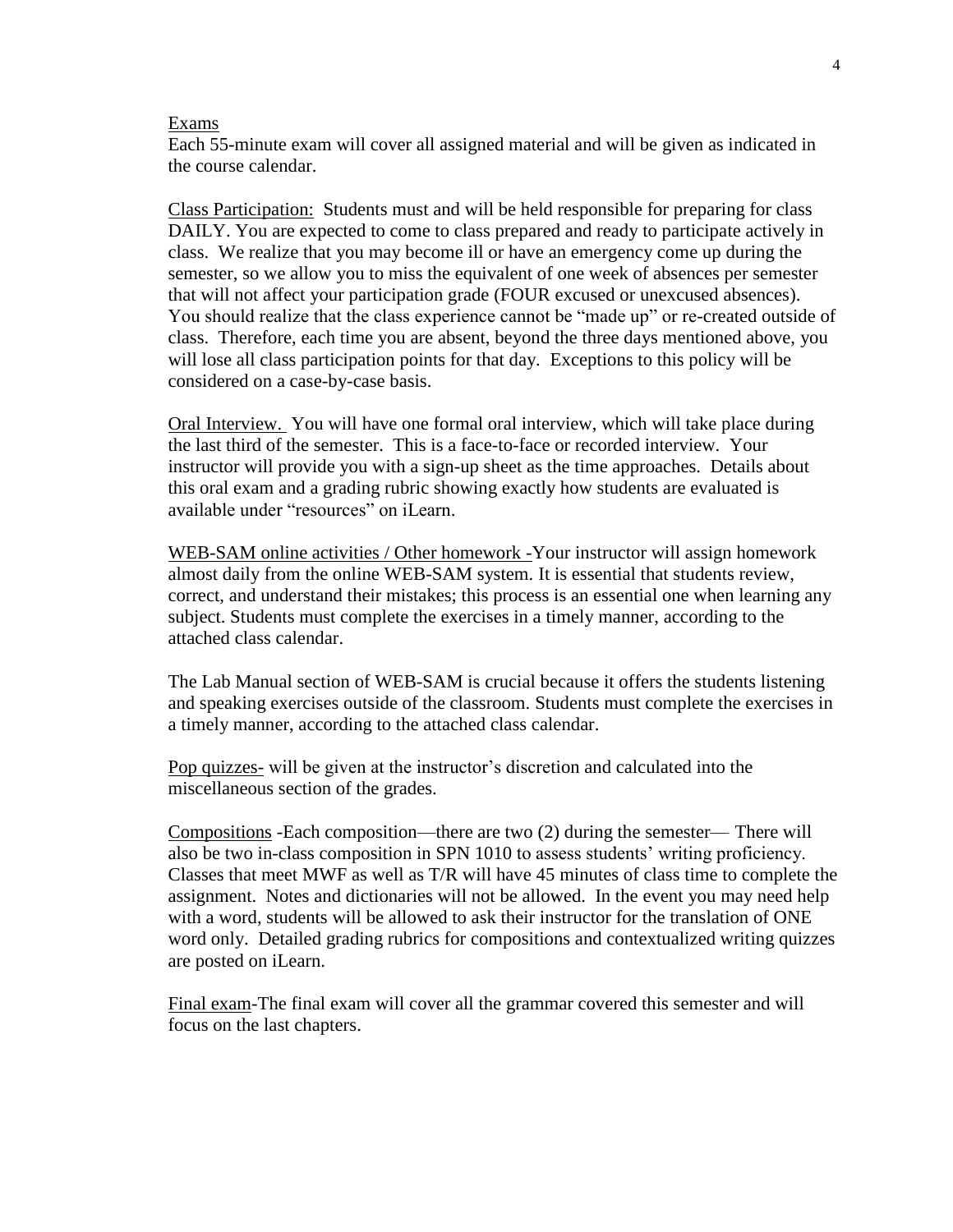Exams
Each 55-minute exam will cover all assigned material and will be given as indicated in the course calendar.

Class Participation: Students must and will be held responsible for preparing for class DAILY. You are expected to come to class prepared and ready to participate actively in class. We realize that you may become ill or have an emergency come up during the semester, so we allow you to miss the equivalent of one week of absences per semester that will not affect your participation grade (FOUR excused or unexcused absences). You should realize that the class experience cannot be "made up" or re-created outside of class. Therefore, each time you are absent, beyond the three days mentioned above, you will lose all class participation points for that day. Exceptions to this policy will be considered on a case-by-case basis.

Oral Interview. You will have one formal oral interview, which will take place during the last third of the semester. This is a face-to-face or recorded interview. Your instructor will provide you with a sign-up sheet as the time approaches. Details about this oral exam and a grading rubric showing exactly how students are evaluated is available under "resources" on iLearn.

WEB-SAM online activities / Other homework -Your instructor will assign homework almost daily from the online WEB-SAM system. It is essential that students review, correct, and understand their mistakes; this process is an essential one when learning any subject. Students must complete the exercises in a timely manner, according to the attached class calendar.

The Lab Manual section of WEB-SAM is crucial because it offers the students listening and speaking exercises outside of the classroom. Students must complete the exercises in a timely manner, according to the attached class calendar.

Pop quizzes- will be given at the instructor's discretion and calculated into the miscellaneous section of the grades.

Compositions -Each composition—there are two (2) during the semester— There will also be two in-class composition in SPN 1010 to assess students' writing proficiency. Classes that meet MWF as well as T/R will have 45 minutes of class time to complete the assignment. Notes and dictionaries will not be allowed. In the event you may need help with a word, students will be allowed to ask their instructor for the translation of ONE word only. Detailed grading rubrics for compositions and contextualized writing quizzes are posted on iLearn.

Final exam-The final exam will cover all the grammar covered this semester and will focus on the last chapters.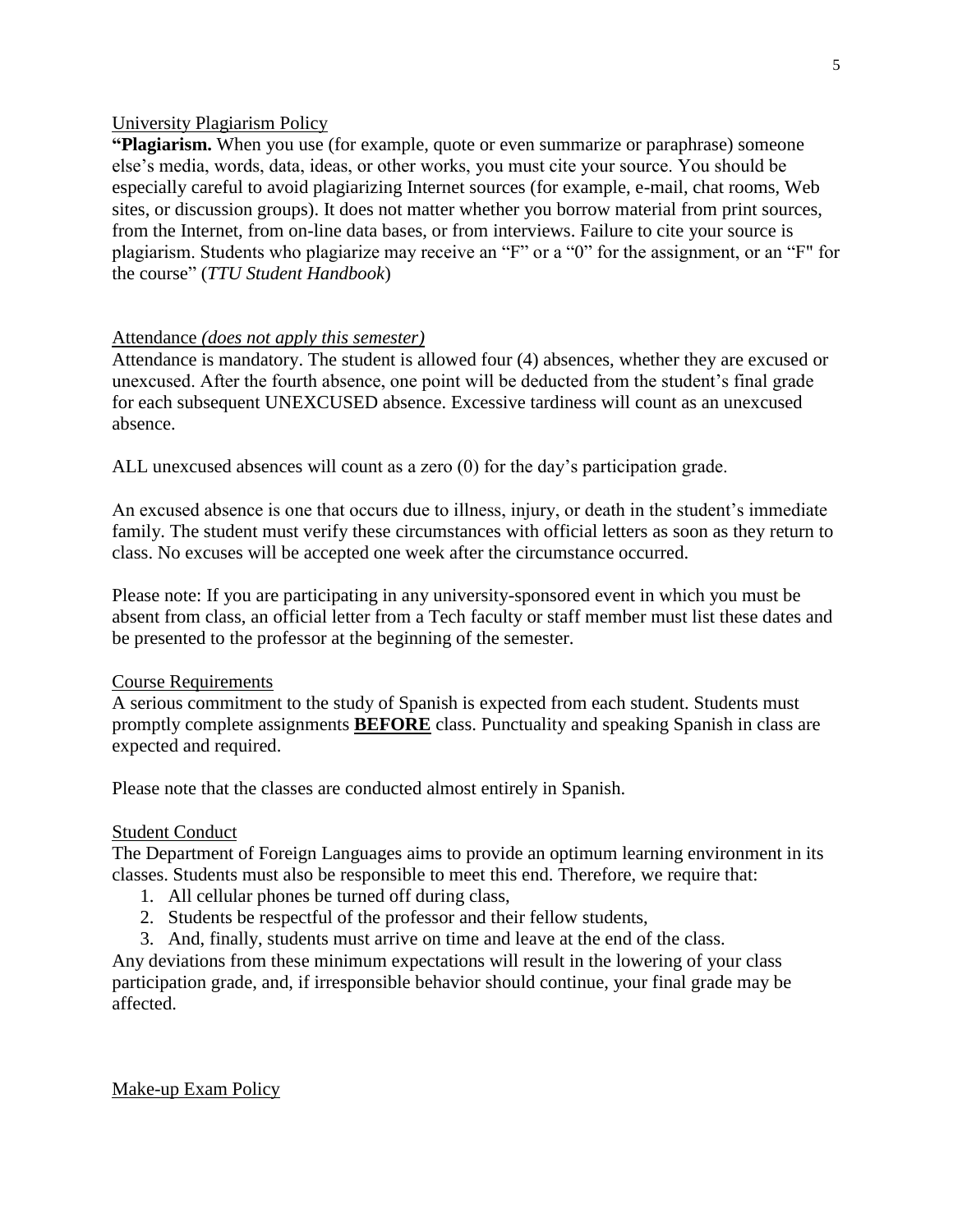## University Plagiarism Policy

**"Plagiarism.** When you use (for example, quote or even summarize or paraphrase) someone else's media, words, data, ideas, or other works, you must cite your source. You should be especially careful to avoid plagiarizing Internet sources (for example, e-mail, chat rooms, Web sites, or discussion groups). It does not matter whether you borrow material from print sources, from the Internet, from on-line data bases, or from interviews. Failure to cite your source is plagiarism. Students who plagiarize may receive an "F" or a "0" for the assignment, or an "F" for the course" (*TTU Student Handbook*)

## Attendance *(does not apply this semester)*

Attendance is mandatory. The student is allowed four (4) absences, whether they are excused or unexcused. After the fourth absence, one point will be deducted from the student's final grade for each subsequent UNEXCUSED absence. Excessive tardiness will count as an unexcused absence.

ALL unexcused absences will count as a zero (0) for the day's participation grade.

An excused absence is one that occurs due to illness, injury, or death in the student's immediate family. The student must verify these circumstances with official letters as soon as they return to class. No excuses will be accepted one week after the circumstance occurred.

Please note: If you are participating in any university-sponsored event in which you must be absent from class, an official letter from a Tech faculty or staff member must list these dates and be presented to the professor at the beginning of the semester.

## Course Requirements

A serious commitment to the study of Spanish is expected from each student. Students must promptly complete assignments **BEFORE** class. Punctuality and speaking Spanish in class are expected and required.

Please note that the classes are conducted almost entirely in Spanish.

## Student Conduct

The Department of Foreign Languages aims to provide an optimum learning environment in its classes. Students must also be responsible to meet this end. Therefore, we require that:

1. All cellular phones be turned off during class,
2. Students be respectful of the professor and their fellow students,
3. And, finally, students must arrive on time and leave at the end of the class.

Any deviations from these minimum expectations will result in the lowering of your class participation grade, and, if irresponsible behavior should continue, your final grade may be affected.

## Make-up Exam Policy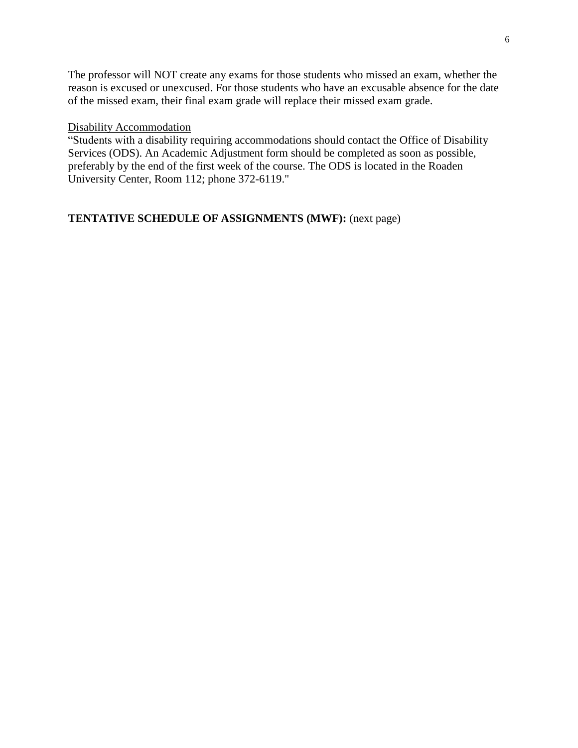The professor will NOT create any exams for those students who missed an exam, whether the reason is excused or unexcused. For those students who have an excusable absence for the date of the missed exam, their final exam grade will replace their missed exam grade.

<u>Disability Accommodation</u>

"Students with a disability requiring accommodations should contact the Office of Disability Services (ODS). An Academic Adjustment form should be completed as soon as possible, preferably by the end of the first week of the course. The ODS is located in the Roaden University Center, Room 112; phone 372-6119."

**TENTATIVE SCHEDULE OF ASSIGNMENTS (MWF):** (next page)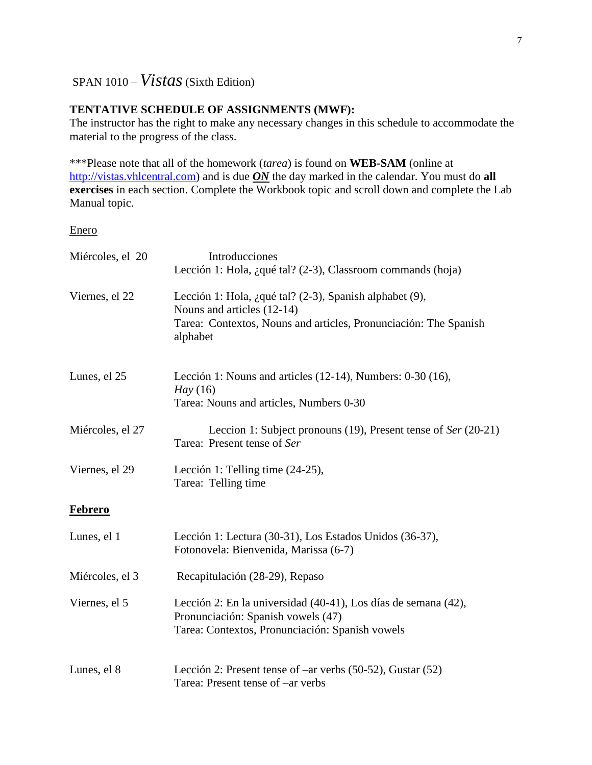SPAN 1010 – *Vistas* (Sixth Edition)

**TENTATIVE SCHEDULE OF ASSIGNMENTS (MWF):**
The instructor has the right to make any necessary changes in this schedule to accommodate the material to the progress of the class.

***Please note that all of the homework (*tarea*) is found on **WEB-SAM** (online at http://vistas.vhlcentral.com) and is due ***ON*** the day marked in the calendar. You must do **all exercises** in each section. Complete the Workbook topic and scroll down and complete the Lab Manual topic.

Enero

| | |
|---|---|
| Miércoles, el 20 | Introducciones<br>Lección 1: Hola, ¿qué tal? (2-3), Classroom commands (hoja) |
| Viernes, el 22 | Lección 1: Hola, ¿qué tal? (2-3), Spanish alphabet (9), Nouns and articles (12-14)<br>Tarea: Contextos, Nouns and articles, Pronunciación: The Spanish alphabet |
| Lunes, el 25 | Lección 1: Nouns and articles (12-14), Numbers: 0-30 (16), *Hay* (16)<br>Tarea: Nouns and articles, Numbers 0-30 |
| Miércoles, el 27 | Leccion 1: Subject pronouns (19), Present tense of *Ser* (20-21)<br>Tarea: Present tense of *Ser* |
| Viernes, el 29 | Lección 1: Telling time (24-25),<br>Tarea: Telling time |

**Febrero**

| | |
|---|---|
| Lunes, el 1 | Lección 1: Lectura (30-31), Los Estados Unidos (36-37), Fotonovela: Bienvenida, Marissa (6-7) |
| Miércoles, el 3 | Recapitulación (28-29), Repaso |
| Viernes, el 5 | Lección 2: En la universidad (40-41), Los días de semana (42), Pronunciación: Spanish vowels (47)<br>Tarea: Contextos, Pronunciación: Spanish vowels |
| Lunes, el 8 | Lección 2: Present tense of –ar verbs (50-52), Gustar (52)<br>Tarea: Present tense of –ar verbs |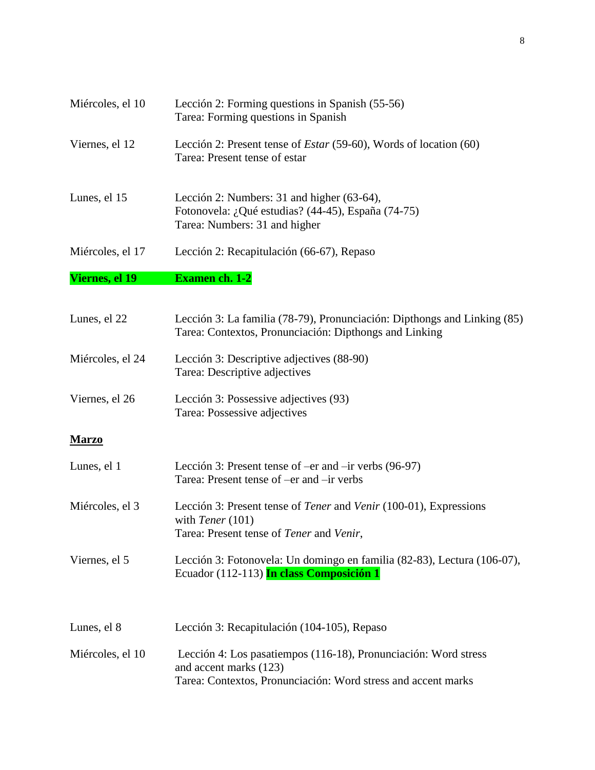| | |
|---|---|
| Miércoles, el 10 | Lección 2: Forming questions in Spanish (55-56)<br>Tarea: Forming questions in Spanish |
| Viernes, el 12 | Lección 2: Present tense of *Estar* (59-60), Words of location (60)<br>Tarea: Present tense of estar |
| Lunes, el 15 | Lección 2: Numbers: 31 and higher (63-64),<br>Fotonovela: ¿Qué estudias? (44-45), España (74-75)<br>Tarea: Numbers: 31 and higher |
| Miércoles, el 17 | Lección 2: Recapitulación (66-67), Repaso |
| **Viernes, el 19** | **Examen ch. 1-2** |
| Lunes, el 22 | Lección 3: La familia (78-79), Pronunciación: Dipthongs and Linking (85)<br>Tarea: Contextos, Pronunciación: Dipthongs and Linking |
| Miércoles, el 24 | Lección 3: Descriptive adjectives (88-90)<br>Tarea: Descriptive adjectives |
| Viernes, el 26 | Lección 3: Possessive adjectives (93)<br>Tarea: Possessive adjectives |

**Marzo**

| | |
|---|---|
| Lunes, el 1 | Lección 3: Present tense of –er and –ir verbs (96-97)<br>Tarea: Present tense of –er and –ir verbs |
| Miércoles, el 3 | Lección 3: Present tense of *Tener* and *Venir* (100-01), Expressions with *Tener* (101)<br>Tarea: Present tense of *Tener* and *Venir*, |
| Viernes, el 5 | Lección 3: Fotonovela: Un domingo en familia (82-83), Lectura (106-07), Ecuador (112-113) **In class Composición 1** |
| Lunes, el 8 | Lección 3: Recapitulación (104-105), Repaso |
| Miércoles, el 10 | Lección 4: Los pasatiempos (116-18), Pronunciación: Word stress and accent marks (123)<br>Tarea: Contextos, Pronunciación: Word stress and accent marks |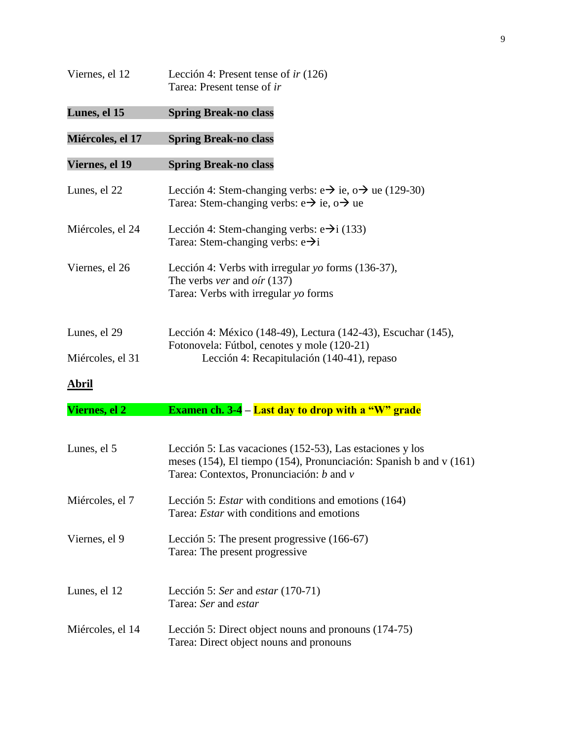| | |
|---|---|
| Viernes, el 12 | Lección 4: Present tense of *ir* (126)<br>Tarea: Present tense of *ir* |
| **Lunes, el 15** | **Spring Break-no class** |
| **Miércoles, el 17** | **Spring Break-no class** |
| **Viernes, el 19** | **Spring Break-no class** |
| Lunes, el 22 | Lección 4: Stem-changing verbs: e→ ie, o→ ue (129-30)<br>Tarea: Stem-changing verbs: e→ ie, o→ ue |
| Miércoles, el 24 | Lección 4: Stem-changing verbs: e→i (133)<br>Tarea: Stem-changing verbs: e→i |
| Viernes, el 26 | Lección 4: Verbs with irregular *yo* forms (136-37),<br>The verbs *ver* and *oír* (137)<br>Tarea: Verbs with irregular *yo* forms |
| Lunes, el 29 | Lección 4: México (148-49), Lectura (142-43), Escuchar (145),<br>Fotonovela: Fútbol, cenotes y mole (120-21) |
| Miércoles, el 31 | Lección 4: Recapitulación (140-41), repaso |

**<u>Abril</u>**

| | |
|---|---|
| **Viernes, el 2** | **Examen ch. 3-4** – **Last day to drop with a "W" grade** |
| Lunes, el 5 | Lección 5: Las vacaciones (152-53), Las estaciones y los meses (154), El tiempo (154), Pronunciación: Spanish b and v (161)<br>Tarea: Contextos, Pronunciación: *b* and *v* |
| Miércoles, el 7 | Lección 5: *Estar* with conditions and emotions (164)<br>Tarea: *Estar* with conditions and emotions |
| Viernes, el 9 | Lección 5: The present progressive (166-67)<br>Tarea: The present progressive |
| Lunes, el 12 | Lección 5: *Ser* and *estar* (170-71)<br>Tarea: *Ser* and *estar* |
| Miércoles, el 14 | Lección 5: Direct object nouns and pronouns (174-75)<br>Tarea: Direct object nouns and pronouns |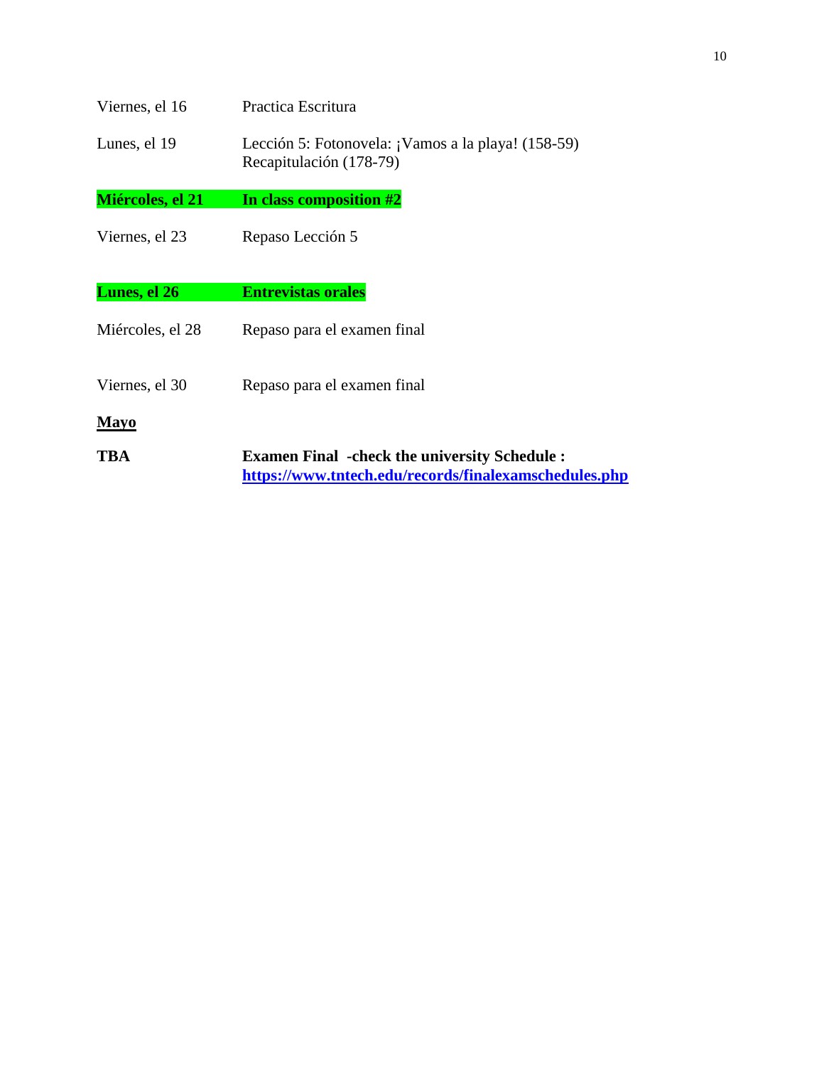| | |
|---|---|
| Viernes, el 16 | Practica Escritura |
| Lunes, el 19 | Lección 5: Fotonovela: ¡Vamos a la playa! (158-59) Recapitulación (178-79) |
| **Miércoles, el 21** | **In class composition #2** |
| Viernes, el 23 | Repaso Lección 5 |
| **Lunes, el 26** | **Entrevistas orales** |
| Miércoles, el 28 | Repaso para el examen final |
| Viernes, el 30 | Repaso para el examen final |

**Mayo**

| | |
|---|---|
| **TBA** | **Examen Final -check the university Schedule : [https://www.tntech.edu/records/finalexamschedules.php](https://www.tntech.edu/records/finalexamschedules.php)** |